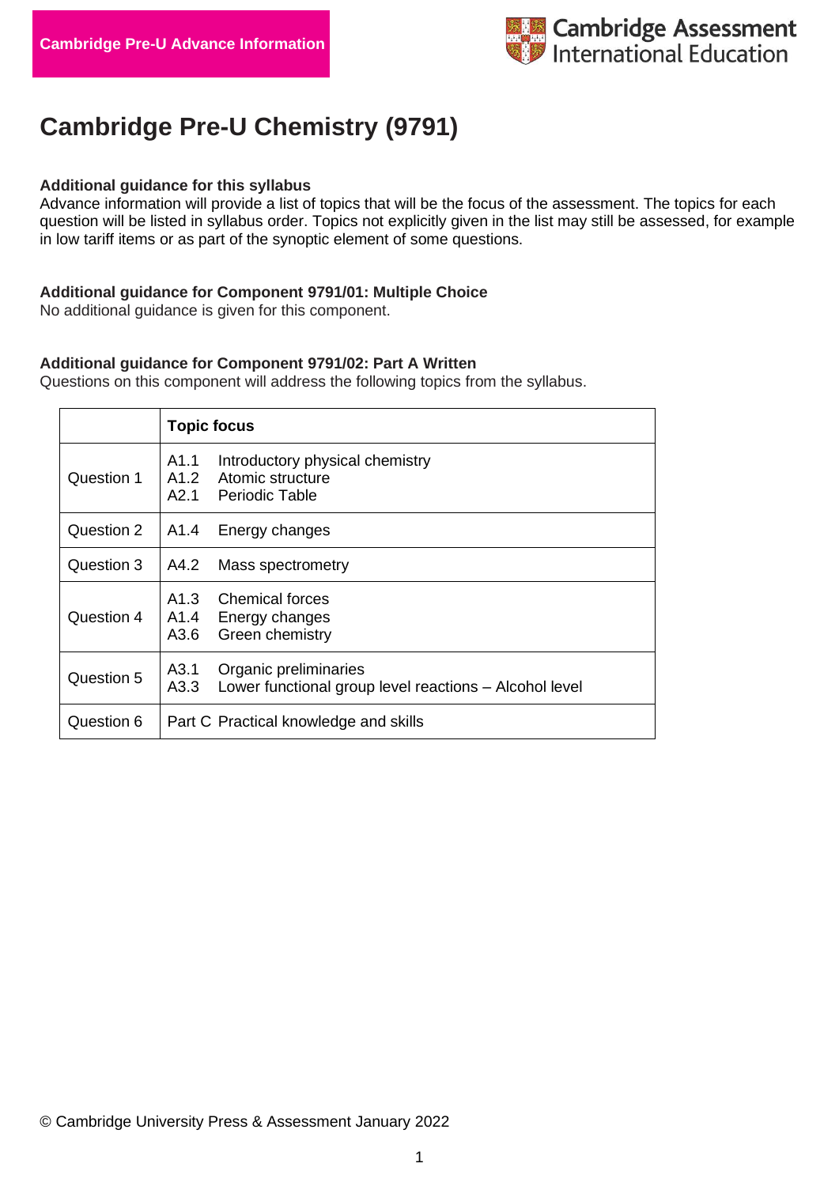Cambridge Pre-U Advance Information

Cambridge Assessment International Education

# Cambridge Pre-U Chemistry (9791)

**Additional guidance for this syllabus**

Advance information will provide a list of topics that will be the focus of the assessment. The topics for each question will be listed in syllabus order. Topics not explicitly given in the list may still be assessed, for example in low tariff items or as part of the synoptic element of some questions.

**Additional guidance for Component 9791/01: Multiple Choice**

No additional guidance is given for this component.

**Additional guidance for Component 9791/02: Part A Written**

Questions on this component will address the following topics from the syllabus.

| | Topic focus |
|---|---|
| Question 1 | A1.1 Introductory physical chemistry<br>A1.2 Atomic structure<br>A2.1 Periodic Table |
| Question 2 | A1.4 Energy changes |
| Question 3 | A4.2 Mass spectrometry |
| Question 4 | A1.3 Chemical forces<br>A1.4 Energy changes<br>A3.6 Green chemistry |
| Question 5 | A3.1 Organic preliminaries<br>A3.3 Lower functional group level reactions – Alcohol level |
| Question 6 | Part C Practical knowledge and skills |

© Cambridge University Press & Assessment January 2022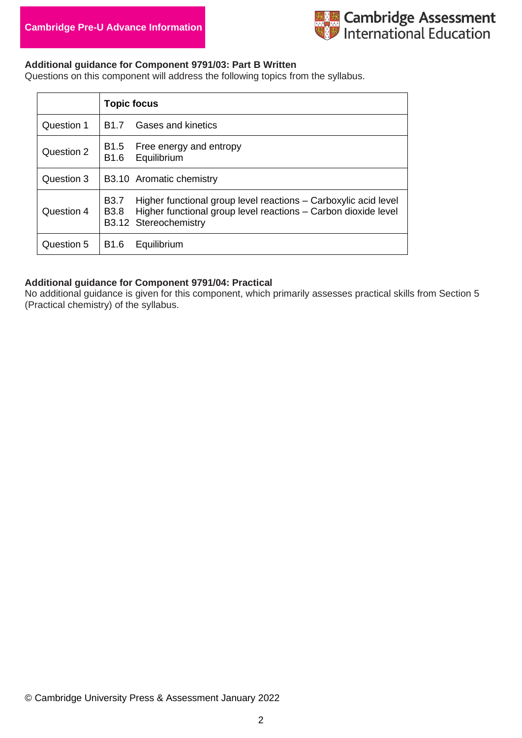**Additional guidance for Component 9791/03: Part B Written**

Questions on this component will address the following topics from the syllabus.

| | Topic focus |
|---|---|
| Question 1 | B1.7 Gases and kinetics |
| Question 2 | B1.5 Free energy and entropy<br>B1.6 Equilibrium |
| Question 3 | B3.10 Aromatic chemistry |
| Question 4 | B3.7 Higher functional group level reactions – Carboxylic acid level<br>B3.8 Higher functional group level reactions – Carbon dioxide level<br>B3.12 Stereochemistry |
| Question 5 | B1.6 Equilibrium |

**Additional guidance for Component 9791/04: Practical**

No additional guidance is given for this component, which primarily assesses practical skills from Section 5 (Practical chemistry) of the syllabus.

© Cambridge University Press & Assessment January 2022